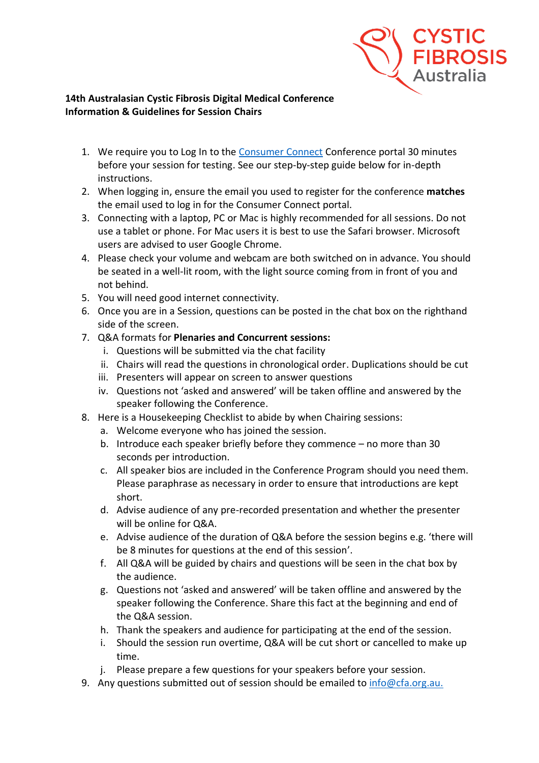CYSTIC FIBROSIS Australia

**14th Australasian Cystic Fibrosis Digital Medical Conference**
**Information & Guidelines for Session Chairs**

1. We require you to Log In to the [Consumer Connect]() Conference portal 30 minutes before your session for testing. See our step-by-step guide below for in-depth instructions.
2. When logging in, ensure the email you used to register for the conference **matches** the email used to log in for the Consumer Connect portal.
3. Connecting with a laptop, PC or Mac is highly recommended for all sessions. Do not use a tablet or phone. For Mac users it is best to use the Safari browser. Microsoft users are advised to user Google Chrome.
4. Please check your volume and webcam are both switched on in advance. You should be seated in a well-lit room, with the light source coming from in front of you and not behind.
5. You will need good internet connectivity.
6. Once you are in a Session, questions can be posted in the chat box on the righthand side of the screen.
7. Q&A formats for **Plenaries and Concurrent sessions:**
   i. Questions will be submitted via the chat facility
   ii. Chairs will read the questions in chronological order. Duplications should be cut
   iii. Presenters will appear on screen to answer questions
   iv. Questions not 'asked and answered' will be taken offline and answered by the speaker following the Conference.
8. Here is a Housekeeping Checklist to abide by when Chairing sessions:
   a. Welcome everyone who has joined the session.
   b. Introduce each speaker briefly before they commence – no more than 30 seconds per introduction.
   c. All speaker bios are included in the Conference Program should you need them. Please paraphrase as necessary in order to ensure that introductions are kept short.
   d. Advise audience of any pre-recorded presentation and whether the presenter will be online for Q&A.
   e. Advise audience of the duration of Q&A before the session begins e.g. 'there will be 8 minutes for questions at the end of this session'.
   f. All Q&A will be guided by chairs and questions will be seen in the chat box by the audience.
   g. Questions not 'asked and answered' will be taken offline and answered by the speaker following the Conference. Share this fact at the beginning and end of the Q&A session.
   h. Thank the speakers and audience for participating at the end of the session.
   i. Should the session run overtime, Q&A will be cut short or cancelled to make up time.
   j. Please prepare a few questions for your speakers before your session.
9. Any questions submitted out of session should be emailed to [info@cfa.org.au.](mailto:info@cfa.org.au)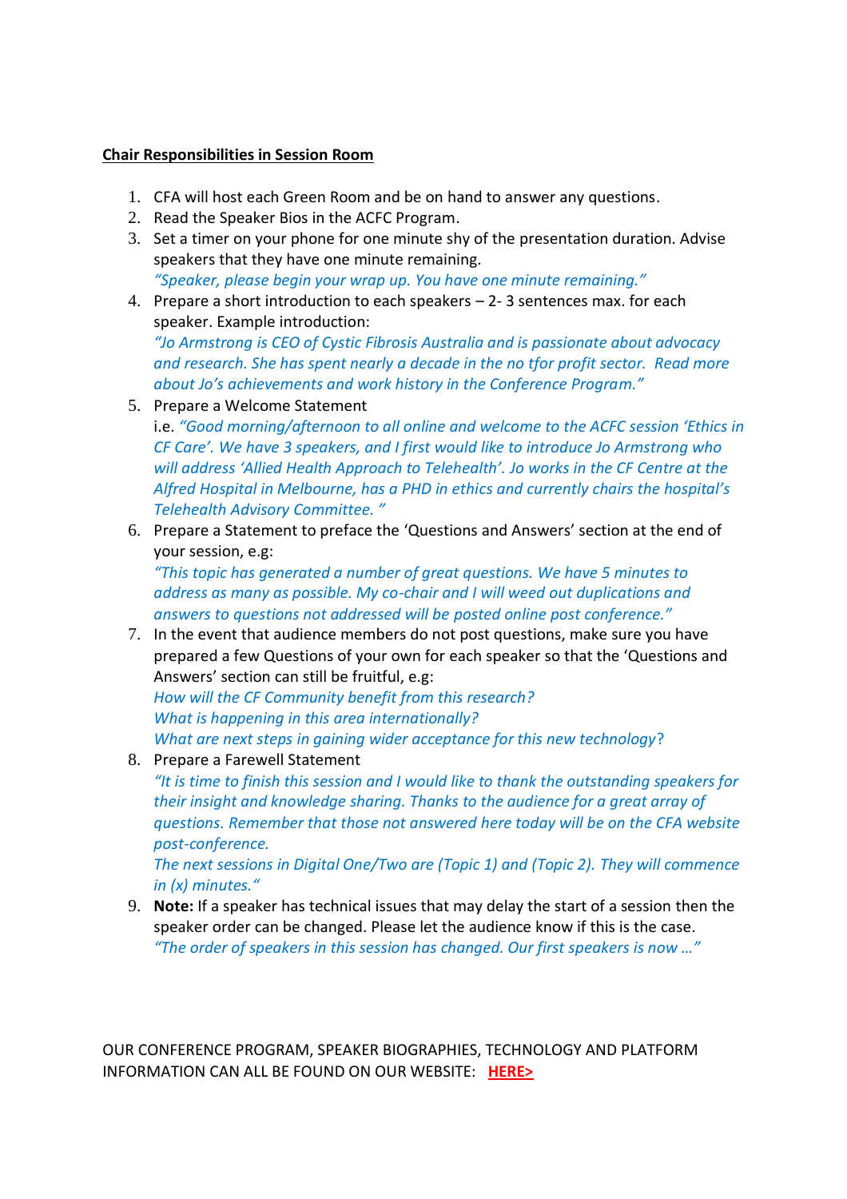**Chair Responsibilities in Session Room**

1. CFA will host each Green Room and be on hand to answer any questions.
2. Read the Speaker Bios in the ACFC Program.
3. Set a timer on your phone for one minute shy of the presentation duration. Advise speakers that they have one minute remaining.
   *"Speaker, please begin your wrap up. You have one minute remaining."*
4. Prepare a short introduction to each speakers – 2- 3 sentences max. for each speaker. Example introduction:
   *"Jo Armstrong is CEO of Cystic Fibrosis Australia and is passionate about advocacy and research. She has spent nearly a decade in the no tfor profit sector. Read more about Jo's achievements and work history in the Conference Program."*
5. Prepare a Welcome Statement
   i.e. *"Good morning/afternoon to all online and welcome to the ACFC session 'Ethics in CF Care'. We have 3 speakers, and I first would like to introduce Jo Armstrong who will address 'Allied Health Approach to Telehealth'. Jo works in the CF Centre at the Alfred Hospital in Melbourne, has a PHD in ethics and currently chairs the hospital's Telehealth Advisory Committee. "*
6. Prepare a Statement to preface the 'Questions and Answers' section at the end of your session, e.g:
   *"This topic has generated a number of great questions. We have 5 minutes to address as many as possible. My co-chair and I will weed out duplications and answers to questions not addressed will be posted online post conference."*
7. In the event that audience members do not post questions, make sure you have prepared a few Questions of your own for each speaker so that the 'Questions and Answers' section can still be fruitful, e.g:
   *How will the CF Community benefit from this research?*
   *What is happening in this area internationally?*
   *What are next steps in gaining wider acceptance for this new technology*?
8. Prepare a Farewell Statement
   *"It is time to finish this session and I would like to thank the outstanding speakers for their insight and knowledge sharing. Thanks to the audience for a great array of questions. Remember that those not answered here today will be on the CFA website post-conference.*
   *The next sessions in Digital One/Two are (Topic 1) and (Topic 2). They will commence in (x) minutes."*
9. **Note:** If a speaker has technical issues that may delay the start of a session then the speaker order can be changed. Please let the audience know if this is the case.
   *"The order of speakers in this session has changed. Our first speakers is now …"*

OUR CONFERENCE PROGRAM, SPEAKER BIOGRAPHIES, TECHNOLOGY AND PLATFORM INFORMATION CAN ALL BE FOUND ON OUR WEBSITE: **HERE>**